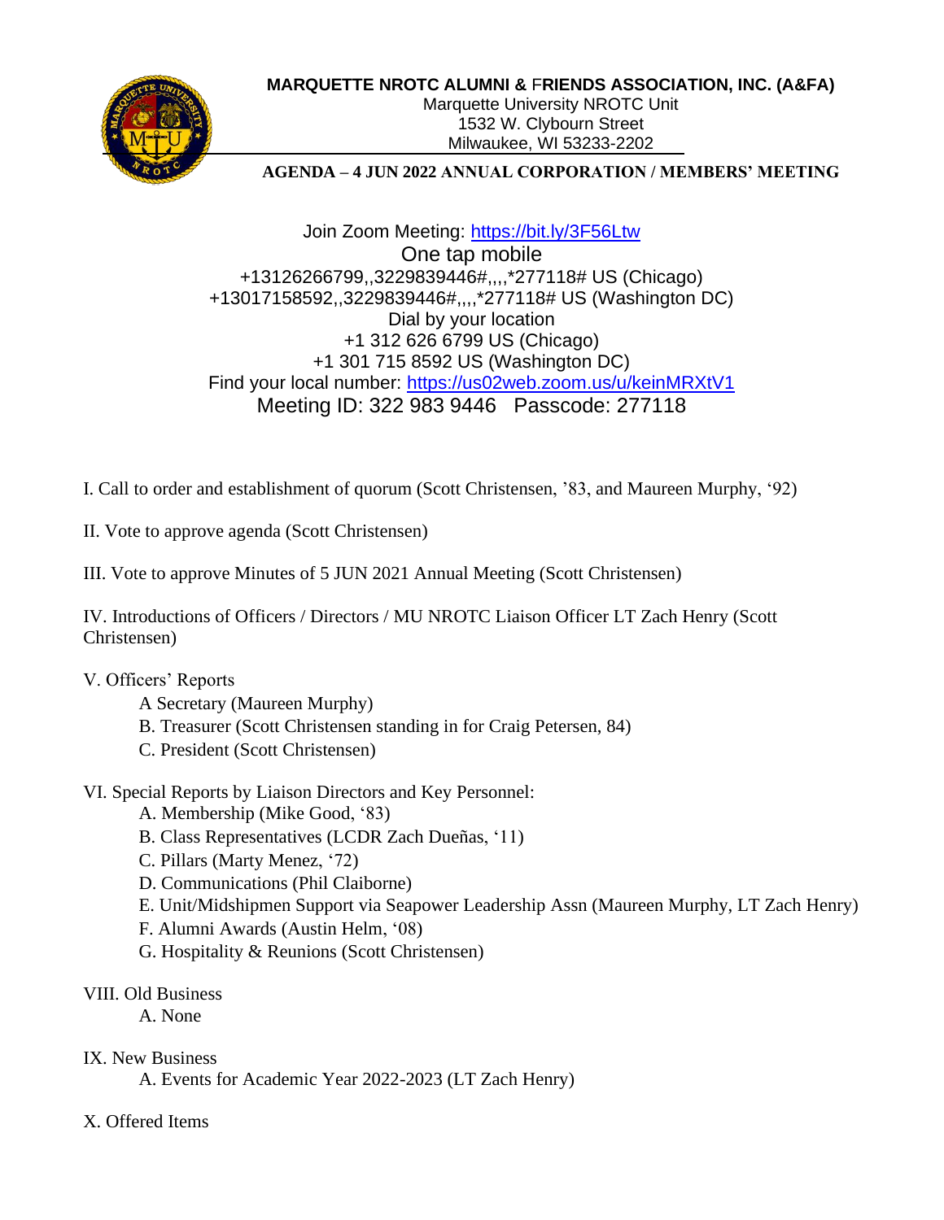**MARQUETTE NROTC ALUMNI & FRIENDS ASSOCIATION, INC. (A&FA)**
Marquette University NROTC Unit
1532 W. Clybourn Street
Milwaukee, WI 53233-2202

## AGENDA – 4 JUN 2022 ANNUAL CORPORATION / MEMBERS' MEETING

Join Zoom Meeting: https://bit.ly/3F56Ltw
One tap mobile
+13126266799,,3229839446#,,,,*277118# US (Chicago)
+13017158592,,3229839446#,,,,*277118# US (Washington DC)
Dial by your location
+1 312 626 6799 US (Chicago)
+1 301 715 8592 US (Washington DC)
Find your local number: https://us02web.zoom.us/u/keinMRXtV1
Meeting ID: 322 983 9446   Passcode: 277118

I. Call to order and establishment of quorum (Scott Christensen, '83, and Maureen Murphy, '92)

II. Vote to approve agenda (Scott Christensen)

III. Vote to approve Minutes of 5 JUN 2021 Annual Meeting (Scott Christensen)

IV. Introductions of Officers / Directors / MU NROTC Liaison Officer LT Zach Henry (Scott Christensen)

V. Officers' Reports
- A Secretary (Maureen Murphy)
- B. Treasurer (Scott Christensen standing in for Craig Petersen, 84)
- C. President (Scott Christensen)

VI. Special Reports by Liaison Directors and Key Personnel:
- A. Membership (Mike Good, '83)
- B. Class Representatives (LCDR Zach Dueñas, '11)
- C. Pillars (Marty Menez, '72)
- D. Communications (Phil Claiborne)
- E. Unit/Midshipmen Support via Seapower Leadership Assn (Maureen Murphy, LT Zach Henry)
- F. Alumni Awards (Austin Helm, '08)
- G. Hospitality & Reunions (Scott Christensen)

VIII. Old Business
- A. None

IX. New Business
- A. Events for Academic Year 2022-2023 (LT Zach Henry)

X. Offered Items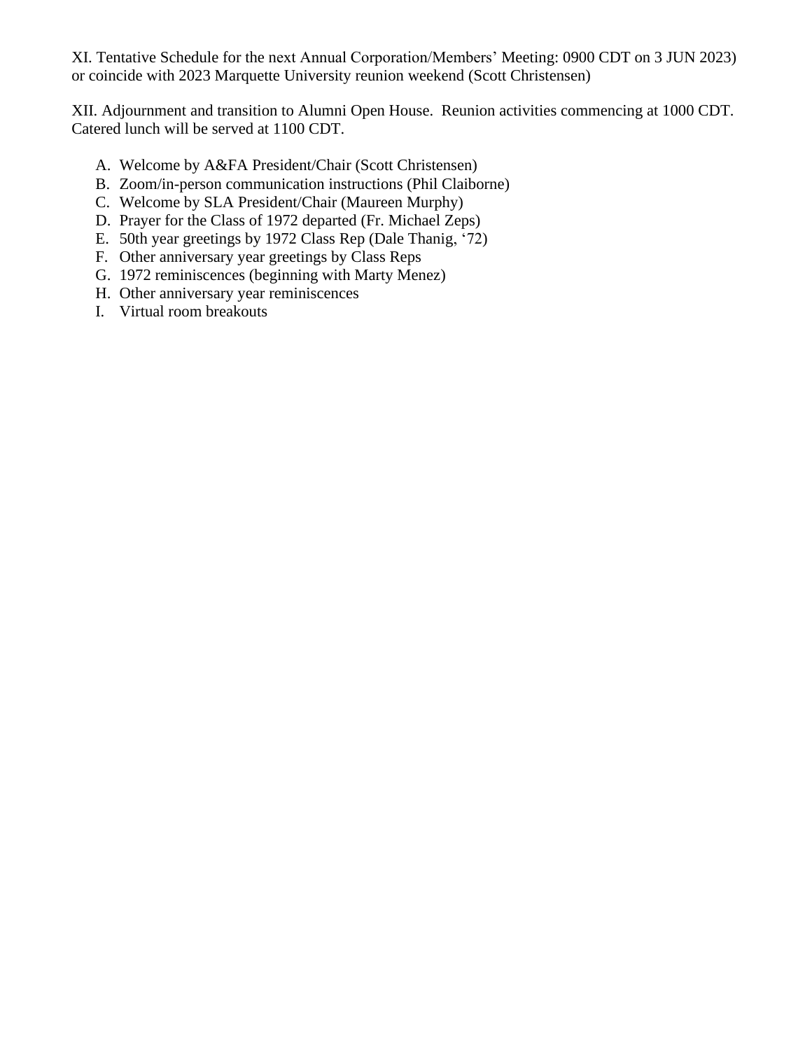XI. Tentative Schedule for the next Annual Corporation/Members' Meeting: 0900 CDT on 3 JUN 2023) or coincide with 2023 Marquette University reunion weekend (Scott Christensen)

XII. Adjournment and transition to Alumni Open House. Reunion activities commencing at 1000 CDT. Catered lunch will be served at 1100 CDT.

A. Welcome by A&FA President/Chair (Scott Christensen)
B. Zoom/in-person communication instructions (Phil Claiborne)
C. Welcome by SLA President/Chair (Maureen Murphy)
D. Prayer for the Class of 1972 departed (Fr. Michael Zeps)
E. 50th year greetings by 1972 Class Rep (Dale Thanig, '72)
F. Other anniversary year greetings by Class Reps
G. 1972 reminiscences (beginning with Marty Menez)
H. Other anniversary year reminiscences
I. Virtual room breakouts